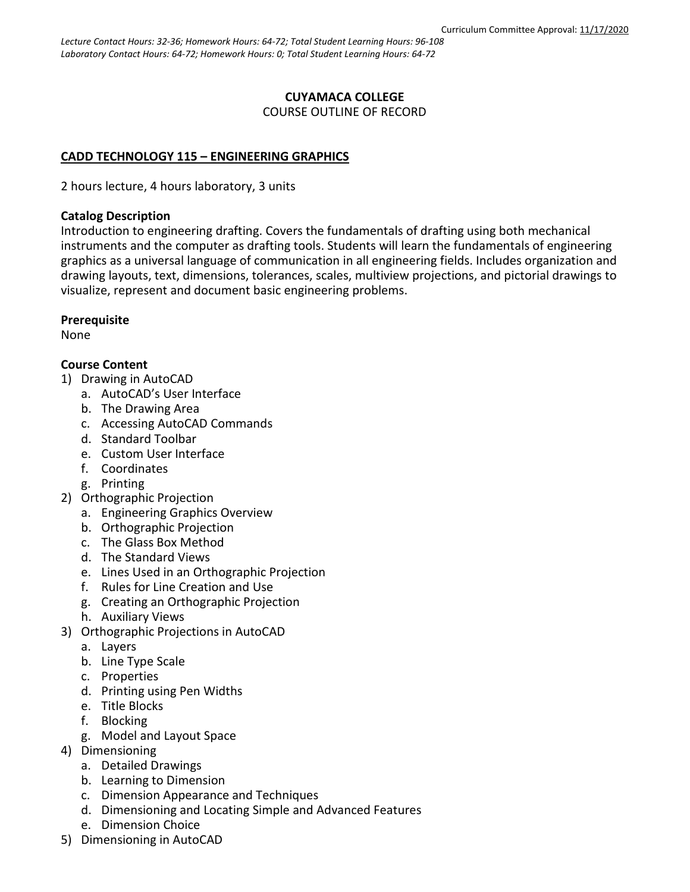Curriculum Committee Approval: 11/17/2020

*Lecture Contact Hours: 32-36; Homework Hours: 64-72; Total Student Learning Hours: 96-108*
*Laboratory Contact Hours: 64-72; Homework Hours: 0; Total Student Learning Hours: 64-72*

**CUYAMACA COLLEGE**
COURSE OUTLINE OF RECORD

## CADD TECHNOLOGY 115 – ENGINEERING GRAPHICS

2 hours lecture, 4 hours laboratory, 3 units

**Catalog Description**
Introduction to engineering drafting. Covers the fundamentals of drafting using both mechanical instruments and the computer as drafting tools. Students will learn the fundamentals of engineering graphics as a universal language of communication in all engineering fields. Includes organization and drawing layouts, text, dimensions, tolerances, scales, multiview projections, and pictorial drawings to visualize, represent and document basic engineering problems.

**Prerequisite**
None

**Course Content**

1) Drawing in AutoCAD
   a. AutoCAD's User Interface
   b. The Drawing Area
   c. Accessing AutoCAD Commands
   d. Standard Toolbar
   e. Custom User Interface
   f. Coordinates
   g. Printing
2) Orthographic Projection
   a. Engineering Graphics Overview
   b. Orthographic Projection
   c. The Glass Box Method
   d. The Standard Views
   e. Lines Used in an Orthographic Projection
   f. Rules for Line Creation and Use
   g. Creating an Orthographic Projection
   h. Auxiliary Views
3) Orthographic Projections in AutoCAD
   a. Layers
   b. Line Type Scale
   c. Properties
   d. Printing using Pen Widths
   e. Title Blocks
   f. Blocking
   g. Model and Layout Space
4) Dimensioning
   a. Detailed Drawings
   b. Learning to Dimension
   c. Dimension Appearance and Techniques
   d. Dimensioning and Locating Simple and Advanced Features
   e. Dimension Choice
5) Dimensioning in AutoCAD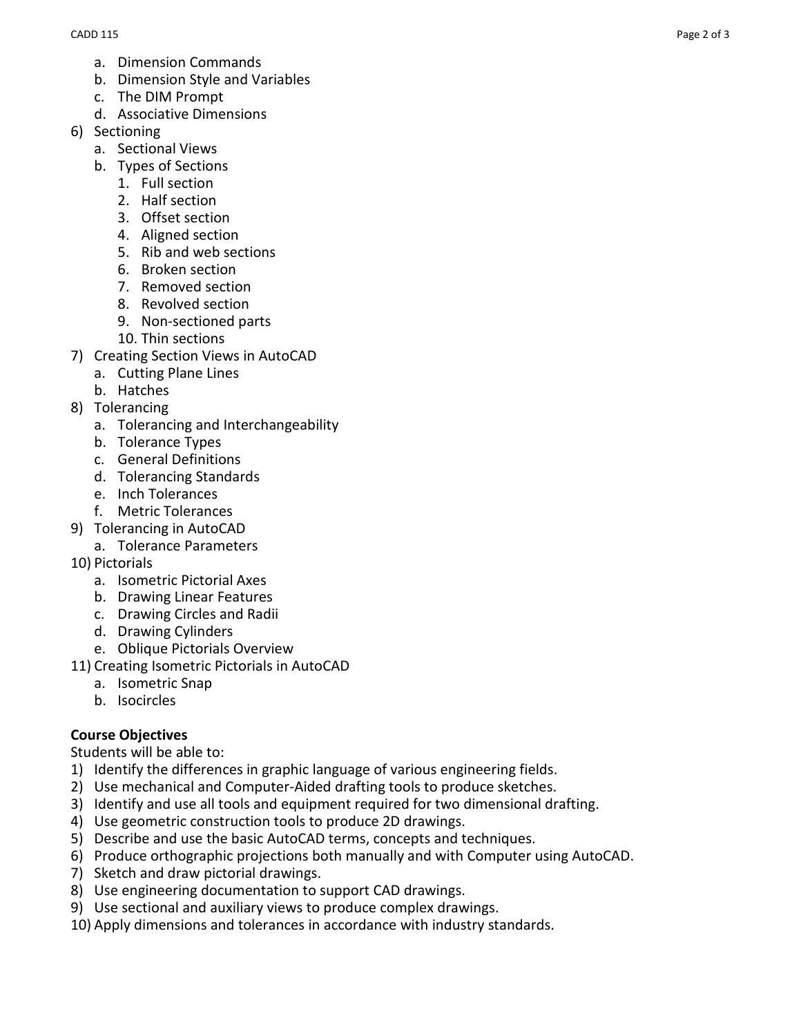a. Dimension Commands
   b. Dimension Style and Variables
   c. The DIM Prompt
   d. Associative Dimensions

6) Sectioning
   a. Sectional Views
   b. Types of Sections
      1. Full section
      2. Half section
      3. Offset section
      4. Aligned section
      5. Rib and web sections
      6. Broken section
      7. Removed section
      8. Revolved section
      9. Non-sectioned parts
      10. Thin sections
7) Creating Section Views in AutoCAD
   a. Cutting Plane Lines
   b. Hatches
8) Tolerancing
   a. Tolerancing and Interchangeability
   b. Tolerance Types
   c. General Definitions
   d. Tolerancing Standards
   e. Inch Tolerances
   f. Metric Tolerances
9) Tolerancing in AutoCAD
   a. Tolerance Parameters
10) Pictorials
   a. Isometric Pictorial Axes
   b. Drawing Linear Features
   c. Drawing Circles and Radii
   d. Drawing Cylinders
   e. Oblique Pictorials Overview
11) Creating Isometric Pictorials in AutoCAD
   a. Isometric Snap
   b. Isocircles

**Course Objectives**

Students will be able to:

1) Identify the differences in graphic language of various engineering fields.
2) Use mechanical and Computer-Aided drafting tools to produce sketches.
3) Identify and use all tools and equipment required for two dimensional drafting.
4) Use geometric construction tools to produce 2D drawings.
5) Describe and use the basic AutoCAD terms, concepts and techniques.
6) Produce orthographic projections both manually and with Computer using AutoCAD.
7) Sketch and draw pictorial drawings.
8) Use engineering documentation to support CAD drawings.
9) Use sectional and auxiliary views to produce complex drawings.
10) Apply dimensions and tolerances in accordance with industry standards.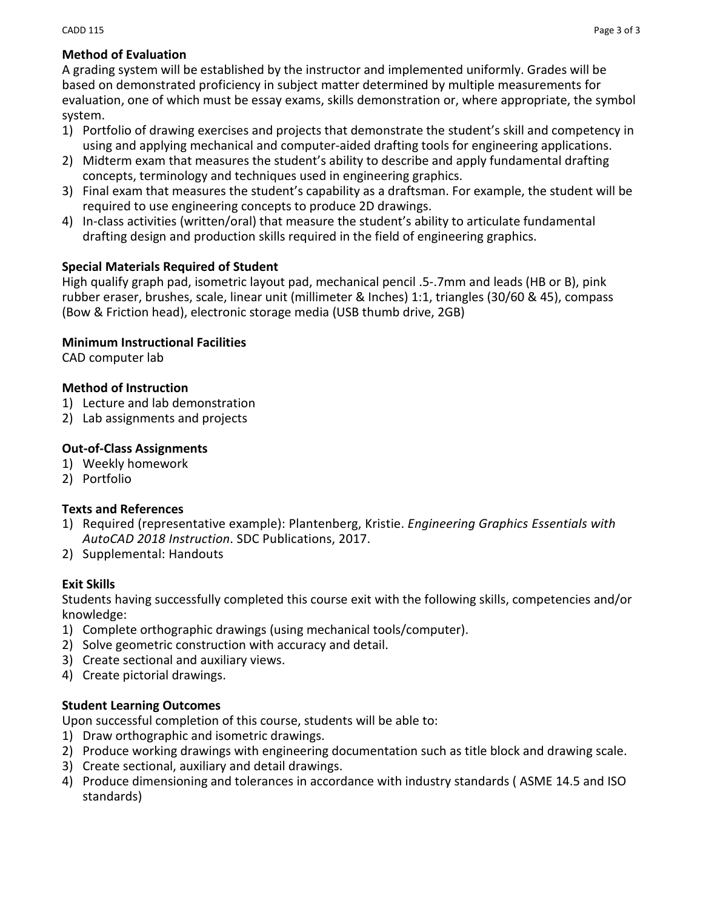**Method of Evaluation**

A grading system will be established by the instructor and implemented uniformly. Grades will be based on demonstrated proficiency in subject matter determined by multiple measurements for evaluation, one of which must be essay exams, skills demonstration or, where appropriate, the symbol system.

1) Portfolio of drawing exercises and projects that demonstrate the student's skill and competency in using and applying mechanical and computer-aided drafting tools for engineering applications.
2) Midterm exam that measures the student's ability to describe and apply fundamental drafting concepts, terminology and techniques used in engineering graphics.
3) Final exam that measures the student's capability as a draftsman. For example, the student will be required to use engineering concepts to produce 2D drawings.
4) In-class activities (written/oral) that measure the student's ability to articulate fundamental drafting design and production skills required in the field of engineering graphics.

**Special Materials Required of Student**

High qualify graph pad, isometric layout pad, mechanical pencil .5-.7mm and leads (HB or B), pink rubber eraser, brushes, scale, linear unit (millimeter & Inches) 1:1, triangles (30/60 & 45), compass (Bow & Friction head), electronic storage media (USB thumb drive, 2GB)

**Minimum Instructional Facilities**

CAD computer lab

**Method of Instruction**

1) Lecture and lab demonstration
2) Lab assignments and projects

**Out-of-Class Assignments**

1) Weekly homework
2) Portfolio

**Texts and References**

1) Required (representative example): Plantenberg, Kristie. *Engineering Graphics Essentials with AutoCAD 2018 Instruction*. SDC Publications, 2017.
2) Supplemental: Handouts

**Exit Skills**

Students having successfully completed this course exit with the following skills, competencies and/or knowledge:

1) Complete orthographic drawings (using mechanical tools/computer).
2) Solve geometric construction with accuracy and detail.
3) Create sectional and auxiliary views.
4) Create pictorial drawings.

**Student Learning Outcomes**

Upon successful completion of this course, students will be able to:

1) Draw orthographic and isometric drawings.
2) Produce working drawings with engineering documentation such as title block and drawing scale.
3) Create sectional, auxiliary and detail drawings.
4) Produce dimensioning and tolerances in accordance with industry standards ( ASME 14.5 and ISO standards)